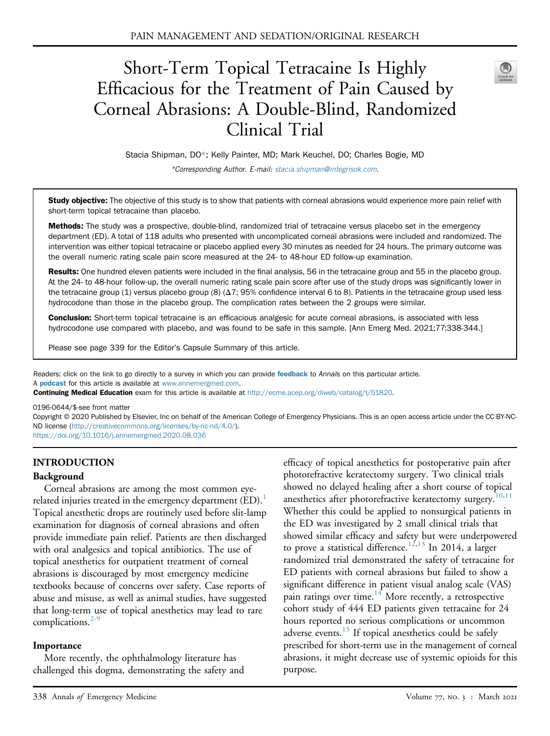# Short-Term Topical Tetracaine Is Highly Efficacious for the Treatment of Pain Caused by Corneal Abrasions: A Double-Blind, Randomized Clinical Trial

Stacia Shipman, DO*; Kelly Painter, MD; Mark Keuchel, DO; Charles Bogie, MD

*Corresponding Author. E-mail: stacia.shipman@integrisok.com.

**Study objective:** The objective of this study is to show that patients with corneal abrasions would experience more pain relief with short-term topical tetracaine than placebo.

**Methods:** The study was a prospective, double-blind, randomized trial of tetracaine versus placebo set in the emergency department (ED). A total of 118 adults who presented with uncomplicated corneal abrasions were included and randomized. The intervention was either topical tetracaine or placebo applied every 30 minutes as needed for 24 hours. The primary outcome was the overall numeric rating scale pain score measured at the 24- to 48-hour ED follow-up examination.

**Results:** One hundred eleven patients were included in the final analysis, 56 in the tetracaine group and 55 in the placebo group. At the 24- to 48-hour follow-up, the overall numeric rating scale pain score after use of the study drops was significantly lower in the tetracaine group (1) versus placebo group (8) (Δ7; 95% confidence interval 6 to 8). Patients in the tetracaine group used less hydrocodone than those in the placebo group. The complication rates between the 2 groups were similar.

**Conclusion:** Short-term topical tetracaine is an efficacious analgesic for acute corneal abrasions, is associated with less hydrocodone use compared with placebo, and was found to be safe in this sample. [Ann Emerg Med. 2021;77:338-344.]

Please see page 339 for the Editor's Capsule Summary of this article.

Readers: click on the link to go directly to a survey in which you can provide **feedback** to *Annals* on this particular article.

A **podcast** for this article is available at www.annemergmed.com.

**Continuing Medical Education** exam for this article is available at http://ecme.acep.org/diweb/catalog/t/51820.

0196-0644/$-see front matter

Copyright © 2020 Published by Elsevier, Inc on behalf of the American College of Emergency Physicians. This is an open access article under the CC BY-NC-ND license (http://creativecommons.org/licenses/by-nc-nd/4.0/).

https://doi.org/10.1016/j.annemergmed.2020.08.036

## INTRODUCTION

### Background

Corneal abrasions are among the most common eye-related injuries treated in the emergency department (ED).[1] Topical anesthetic drops are routinely used before slit-lamp examination for diagnosis of corneal abrasions and often provide immediate pain relief. Patients are then discharged with oral analgesics and topical antibiotics. The use of topical anesthetics for outpatient treatment of corneal abrasions is discouraged by most emergency medicine textbooks because of concerns over safety. Case reports of abuse and misuse, as well as animal studies, have suggested that long-term use of topical anesthetics may lead to rare complications.[2-9]

### Importance

More recently, the ophthalmology literature has challenged this dogma, demonstrating the safety and efficacy of topical anesthetics for postoperative pain after photorefractive keratectomy surgery. Two clinical trials showed no delayed healing after a short course of topical anesthetics after photorefractive keratectomy surgery.[10,11] Whether this could be applied to nonsurgical patients in the ED was investigated by 2 small clinical trials that showed similar efficacy and safety but were underpowered to prove a statistical difference.[12,13] In 2014, a larger randomized trial demonstrated the safety of tetracaine for ED patients with corneal abrasions but failed to show a significant difference in patient visual analog scale (VAS) pain ratings over time.[14] More recently, a retrospective cohort study of 444 ED patients given tetracaine for 24 hours reported no serious complications or uncommon adverse events.[15] If topical anesthetics could be safely prescribed for short-term use in the management of corneal abrasions, it might decrease use of systemic opioids for this purpose.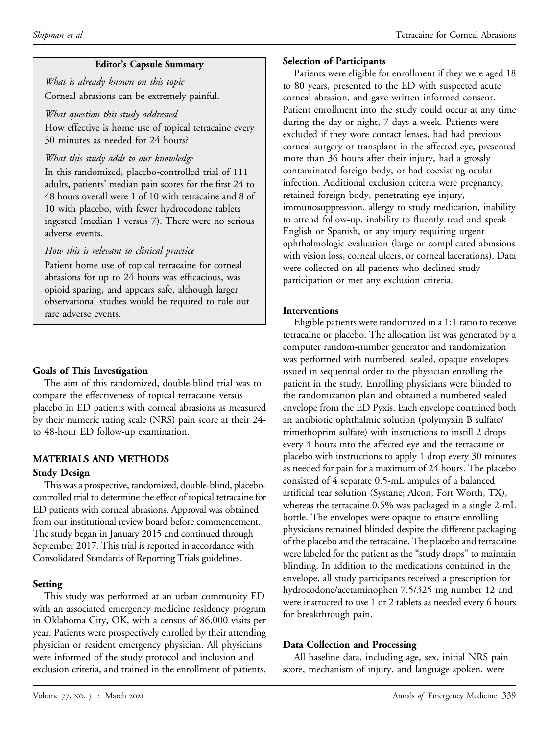**Editor's Capsule Summary**

*What is already known on this topic*
Corneal abrasions can be extremely painful.

*What question this study addressed*
How effective is home use of topical tetracaine every 30 minutes as needed for 24 hours?

*What this study adds to our knowledge*
In this randomized, placebo-controlled trial of 111 adults, patients' median pain scores for the first 24 to 48 hours overall were 1 of 10 with tetracaine and 8 of 10 with placebo, with fewer hydrocodone tablets ingested (median 1 versus 7). There were no serious adverse events.

*How this is relevant to clinical practice*
Patient home use of topical tetracaine for corneal abrasions for up to 24 hours was efficacious, was opioid sparing, and appears safe, although larger observational studies would be required to rule out rare adverse events.

### Goals of This Investigation

The aim of this randomized, double-blind trial was to compare the effectiveness of topical tetracaine versus placebo in ED patients with corneal abrasions as measured by their numeric rating scale (NRS) pain score at their 24- to 48-hour ED follow-up examination.

## MATERIALS AND METHODS

### Study Design

This was a prospective, randomized, double-blind, placebo-controlled trial to determine the effect of topical tetracaine for ED patients with corneal abrasions. Approval was obtained from our institutional review board before commencement. The study began in January 2015 and continued through September 2017. This trial is reported in accordance with Consolidated Standards of Reporting Trials guidelines.

### Setting

This study was performed at an urban community ED with an associated emergency medicine residency program in Oklahoma City, OK, with a census of 86,000 visits per year. Patients were prospectively enrolled by their attending physician or resident emergency physician. All physicians were informed of the study protocol and inclusion and exclusion criteria, and trained in the enrollment of patients.

### Selection of Participants

Patients were eligible for enrollment if they were aged 18 to 80 years, presented to the ED with suspected acute corneal abrasion, and gave written informed consent. Patient enrollment into the study could occur at any time during the day or night, 7 days a week. Patients were excluded if they wore contact lenses, had had previous corneal surgery or transplant in the affected eye, presented more than 36 hours after their injury, had a grossly contaminated foreign body, or had coexisting ocular infection. Additional exclusion criteria were pregnancy, retained foreign body, penetrating eye injury, immunosuppression, allergy to study medication, inability to attend follow-up, inability to fluently read and speak English or Spanish, or any injury requiring urgent ophthalmologic evaluation (large or complicated abrasions with vision loss, corneal ulcers, or corneal lacerations). Data were collected on all patients who declined study participation or met any exclusion criteria.

### Interventions

Eligible patients were randomized in a 1:1 ratio to receive tetracaine or placebo. The allocation list was generated by a computer random-number generator and randomization was performed with numbered, sealed, opaque envelopes issued in sequential order to the physician enrolling the patient in the study. Enrolling physicians were blinded to the randomization plan and obtained a numbered sealed envelope from the ED Pyxis. Each envelope contained both an antibiotic ophthalmic solution (polymyxin B sulfate/trimethoprim sulfate) with instructions to instill 2 drops every 4 hours into the affected eye and the tetracaine or placebo with instructions to apply 1 drop every 30 minutes as needed for pain for a maximum of 24 hours. The placebo consisted of 4 separate 0.5-mL ampules of a balanced artificial tear solution (Systane; Alcon, Fort Worth, TX), whereas the tetracaine 0.5% was packaged in a single 2-mL bottle. The envelopes were opaque to ensure enrolling physicians remained blinded despite the different packaging of the placebo and the tetracaine. The placebo and tetracaine were labeled for the patient as the "study drops" to maintain blinding. In addition to the medications contained in the envelope, all study participants received a prescription for hydrocodone/acetaminophen 7.5/325 mg number 12 and were instructed to use 1 or 2 tablets as needed every 6 hours for breakthrough pain.

### Data Collection and Processing

All baseline data, including age, sex, initial NRS pain score, mechanism of injury, and language spoken, were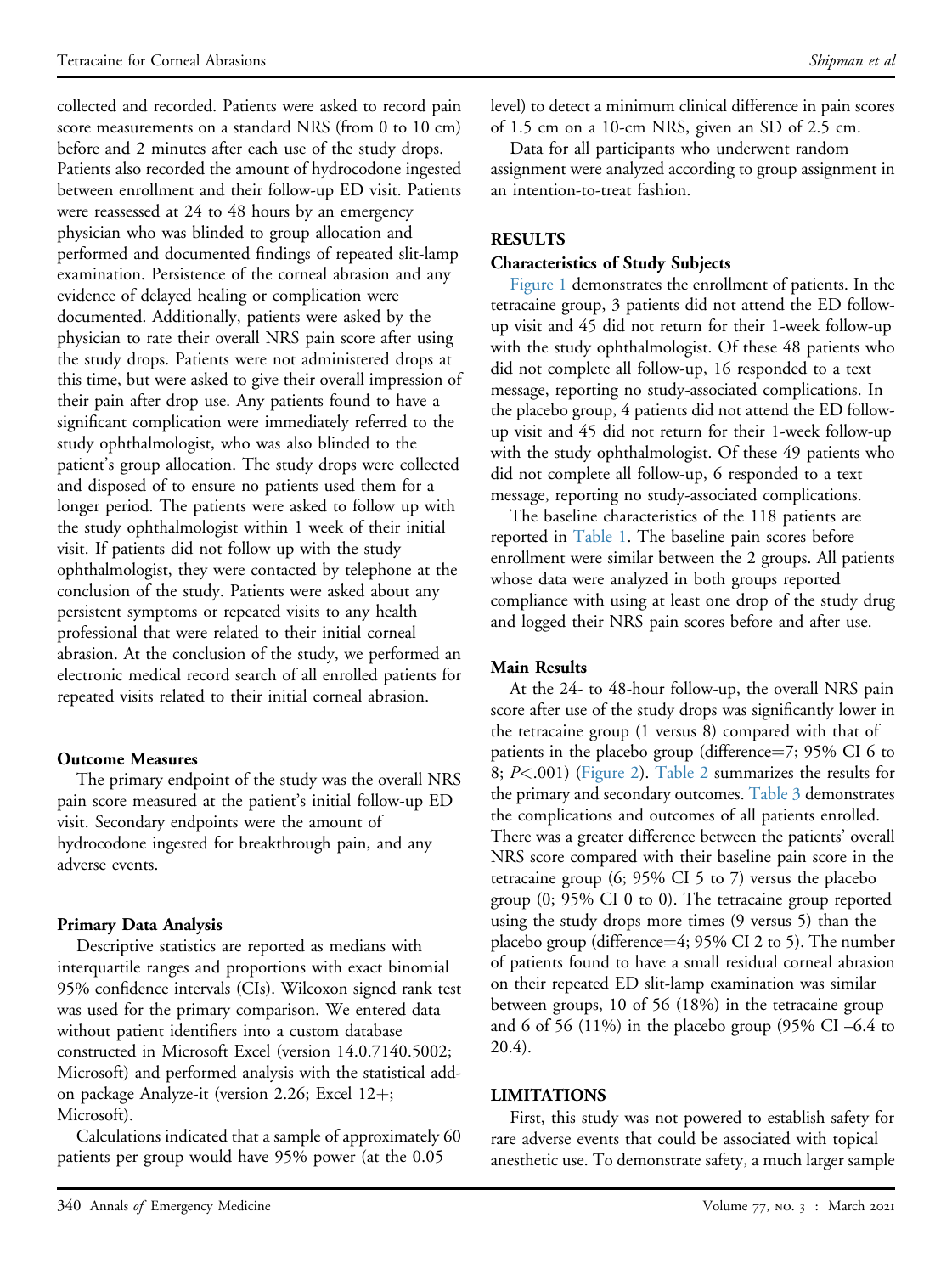collected and recorded. Patients were asked to record pain score measurements on a standard NRS (from 0 to 10 cm) before and 2 minutes after each use of the study drops. Patients also recorded the amount of hydrocodone ingested between enrollment and their follow-up ED visit. Patients were reassessed at 24 to 48 hours by an emergency physician who was blinded to group allocation and performed and documented findings of repeated slit-lamp examination. Persistence of the corneal abrasion and any evidence of delayed healing or complication were documented. Additionally, patients were asked by the physician to rate their overall NRS pain score after using the study drops. Patients were not administered drops at this time, but were asked to give their overall impression of their pain after drop use. Any patients found to have a significant complication were immediately referred to the study ophthalmologist, who was also blinded to the patient's group allocation. The study drops were collected and disposed of to ensure no patients used them for a longer period. The patients were asked to follow up with the study ophthalmologist within 1 week of their initial visit. If patients did not follow up with the study ophthalmologist, they were contacted by telephone at the conclusion of the study. Patients were asked about any persistent symptoms or repeated visits to any health professional that were related to their initial corneal abrasion. At the conclusion of the study, we performed an electronic medical record search of all enrolled patients for repeated visits related to their initial corneal abrasion.

### Outcome Measures

The primary endpoint of the study was the overall NRS pain score measured at the patient's initial follow-up ED visit. Secondary endpoints were the amount of hydrocodone ingested for breakthrough pain, and any adverse events.

### Primary Data Analysis

Descriptive statistics are reported as medians with interquartile ranges and proportions with exact binomial 95% confidence intervals (CIs). Wilcoxon signed rank test was used for the primary comparison. We entered data without patient identifiers into a custom database constructed in Microsoft Excel (version 14.0.7140.5002; Microsoft) and performed analysis with the statistical add-on package Analyze-it (version 2.26; Excel 12+; Microsoft).

Calculations indicated that a sample of approximately 60 patients per group would have 95% power (at the 0.05 level) to detect a minimum clinical difference in pain scores of 1.5 cm on a 10-cm NRS, given an SD of 2.5 cm.

Data for all participants who underwent random assignment were analyzed according to group assignment in an intention-to-treat fashion.

## RESULTS

### Characteristics of Study Subjects

Figure 1 demonstrates the enrollment of patients. In the tetracaine group, 3 patients did not attend the ED follow-up visit and 45 did not return for their 1-week follow-up with the study ophthalmologist. Of these 48 patients who did not complete all follow-up, 16 responded to a text message, reporting no study-associated complications. In the placebo group, 4 patients did not attend the ED follow-up visit and 45 did not return for their 1-week follow-up with the study ophthalmologist. Of these 49 patients who did not complete all follow-up, 6 responded to a text message, reporting no study-associated complications.

The baseline characteristics of the 118 patients are reported in Table 1. The baseline pain scores before enrollment were similar between the 2 groups. All patients whose data were analyzed in both groups reported compliance with using at least one drop of the study drug and logged their NRS pain scores before and after use.

### Main Results

At the 24- to 48-hour follow-up, the overall NRS pain score after use of the study drops was significantly lower in the tetracaine group (1 versus 8) compared with that of patients in the placebo group (difference=7; 95% CI 6 to 8; $P<.001$) (Figure 2). Table 2 summarizes the results for the primary and secondary outcomes. Table 3 demonstrates the complications and outcomes of all patients enrolled. There was a greater difference between the patients' overall NRS score compared with their baseline pain score in the tetracaine group (6; 95% CI 5 to 7) versus the placebo group (0; 95% CI 0 to 0). The tetracaine group reported using the study drops more times (9 versus 5) than the placebo group (difference=4; 95% CI 2 to 5). The number of patients found to have a small residual corneal abrasion on their repeated ED slit-lamp examination was similar between groups, 10 of 56 (18%) in the tetracaine group and 6 of 56 (11%) in the placebo group (95% CI –6.4 to 20.4).

## LIMITATIONS

First, this study was not powered to establish safety for rare adverse events that could be associated with topical anesthetic use. To demonstrate safety, a much larger sample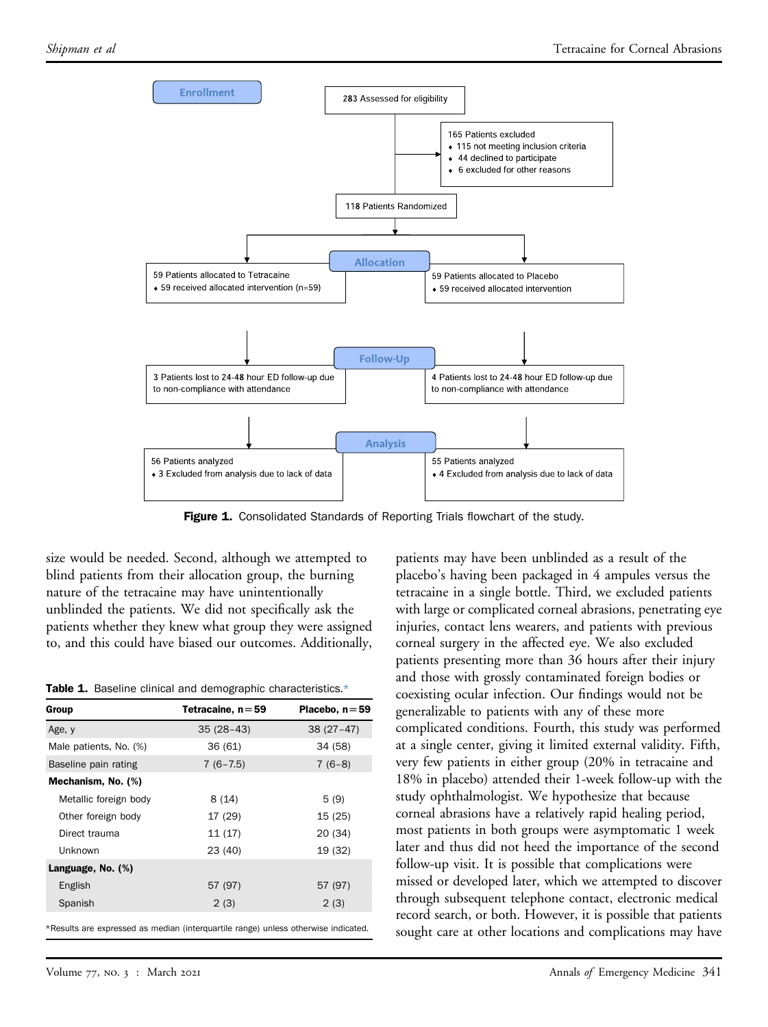Enrollment

283 Assessed for eligibility

165 Patients excluded
- 115 not meeting inclusion criteria
- 44 declined to participate
- 6 excluded for other reasons

118 Patients Randomized

Allocation

59 Patients allocated to Tetracaine
- 59 received allocated intervention (n=59)

59 Patients allocated to Placebo
- 59 received allocated intervention

Follow-Up

3 Patients lost to 24-48 hour ED follow-up due to non-compliance with attendance

4 Patients lost to 24-48 hour ED follow-up due to non-compliance with attendance

Analysis

56 Patients analyzed
- 3 Excluded from analysis due to lack of data

55 Patients analyzed
- 4 Excluded from analysis due to lack of data

**Figure 1.** Consolidated Standards of Reporting Trials flowchart of the study.

size would be needed. Second, although we attempted to blind patients from their allocation group, the burning nature of the tetracaine may have unintentionally unblinded the patients. We did not specifically ask the patients whether they knew what group they were assigned to, and this could have biased our outcomes. Additionally, patients may have been unblinded as a result of the placebo's having been packaged in 4 ampules versus the tetracaine in a single bottle. Third, we excluded patients with large or complicated corneal abrasions, penetrating eye injuries, contact lens wearers, and patients with previous corneal surgery in the affected eye. We also excluded patients presenting more than 36 hours after their injury and those with grossly contaminated foreign bodies or coexisting ocular infection. Our findings would not be generalizable to patients with any of these more complicated conditions. Fourth, this study was performed at a single center, giving it limited external validity. Fifth, very few patients in either group (20% in tetracaine and 18% in placebo) attended their 1-week follow-up with the study ophthalmologist. We hypothesize that because corneal abrasions have a relatively rapid healing period, most patients in both groups were asymptomatic 1 week later and thus did not heed the importance of the second follow-up visit. It is possible that complications were missed or developed later, which we attempted to discover through subsequent telephone contact, electronic medical record search, or both. However, it is possible that patients sought care at other locations and complications may have

**Table 1.** Baseline clinical and demographic characteristics.*

| Group | Tetracaine, n=59 | Placebo, n=59 |
|---|---|---|
| Age, y | 35 (28–43) | 38 (27–47) |
| Male patients, No. (%) | 36 (61) | 34 (58) |
| Baseline pain rating | 7 (6–7.5) | 7 (6–8) |
| **Mechanism, No. (%)** | | |
| Metallic foreign body | 8 (14) | 5 (9) |
| Other foreign body | 17 (29) | 15 (25) |
| Direct trauma | 11 (17) | 20 (34) |
| Unknown | 23 (40) | 19 (32) |
| **Language, No. (%)** | | |
| English | 57 (97) | 57 (97) |
| Spanish | 2 (3) | 2 (3) |

*Results are expressed as median (interquartile range) unless otherwise indicated.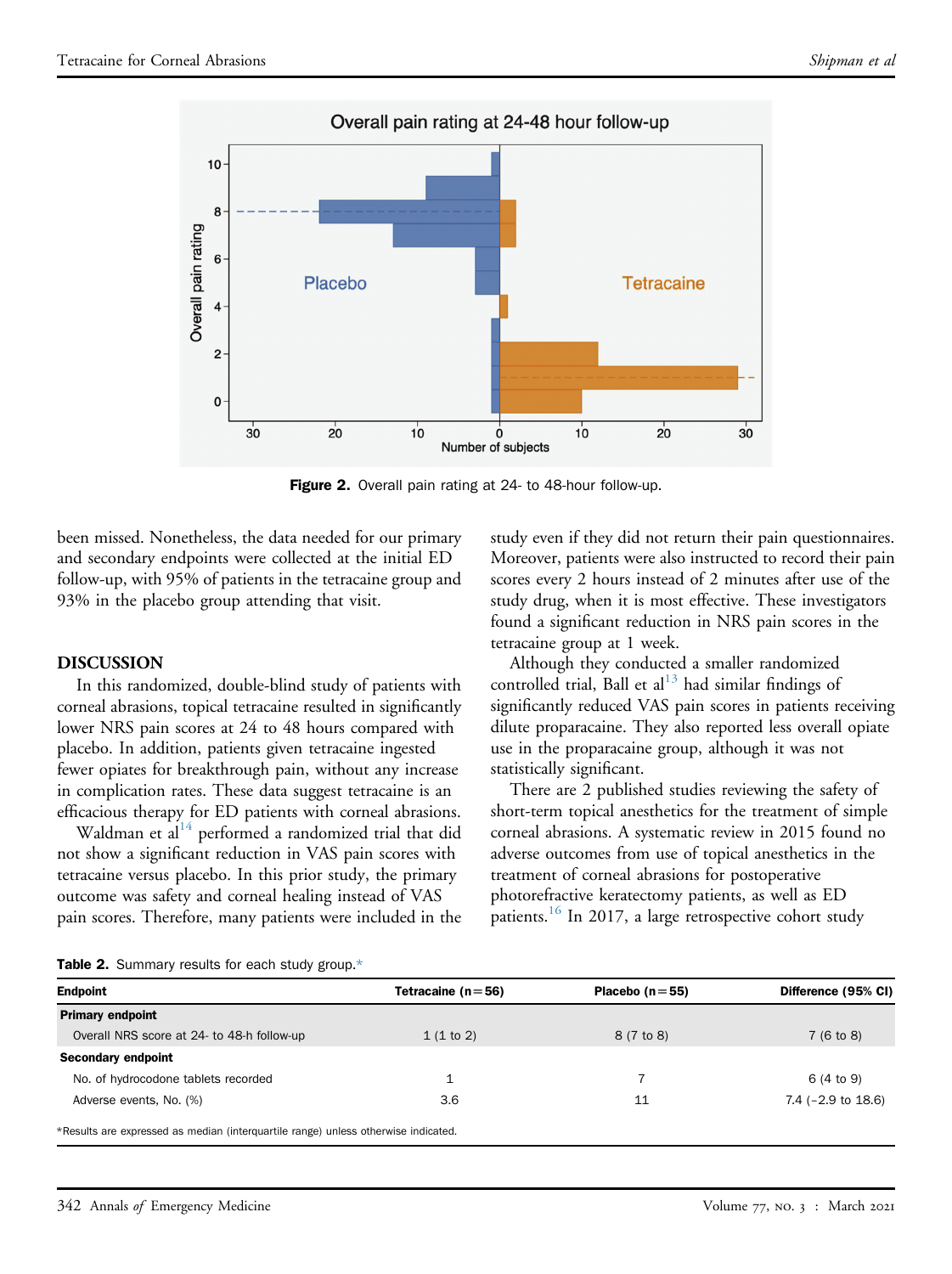**Figure 2.** Overall pain rating at 24- to 48-hour follow-up.

been missed. Nonetheless, the data needed for our primary and secondary endpoints were collected at the initial ED follow-up, with 95% of patients in the tetracaine group and 93% in the placebo group attending that visit.

## DISCUSSION

In this randomized, double-blind study of patients with corneal abrasions, topical tetracaine resulted in significantly lower NRS pain scores at 24 to 48 hours compared with placebo. In addition, patients given tetracaine ingested fewer opiates for breakthrough pain, without any increase in complication rates. These data suggest tetracaine is an efficacious therapy for ED patients with corneal abrasions.

Waldman et al[14] performed a randomized trial that did not show a significant reduction in VAS pain scores with tetracaine versus placebo. In this prior study, the primary outcome was safety and corneal healing instead of VAS pain scores. Therefore, many patients were included in the study even if they did not return their pain questionnaires. Moreover, patients were also instructed to record their pain scores every 2 hours instead of 2 minutes after use of the study drug, when it is most effective. These investigators found a significant reduction in NRS pain scores in the tetracaine group at 1 week.

Although they conducted a smaller randomized controlled trial, Ball et al[13] had similar findings of significantly reduced VAS pain scores in patients receiving dilute proparacaine. They also reported less overall opiate use in the proparacaine group, although it was not statistically significant.

There are 2 published studies reviewing the safety of short-term topical anesthetics for the treatment of simple corneal abrasions. A systematic review in 2015 found no adverse outcomes from use of topical anesthetics in the treatment of corneal abrasions for postoperative photorefractive keratectomy patients, as well as ED patients.[16] In 2017, a large retrospective cohort study

**Table 2.** Summary results for each study group.*

| Endpoint | Tetracaine (n=56) | Placebo (n=55) | Difference (95% CI) |
|---|---|---|---|
| **Primary endpoint** | | | |
| Overall NRS score at 24- to 48-h follow-up | 1 (1 to 2) | 8 (7 to 8) | 7 (6 to 8) |
| **Secondary endpoint** | | | |
| No. of hydrocodone tablets recorded | 1 | 7 | 6 (4 to 9) |
| Adverse events, No. (%) | 3.6 | 11 | 7.4 (−2.9 to 18.6) |

*Results are expressed as median (interquartile range) unless otherwise indicated.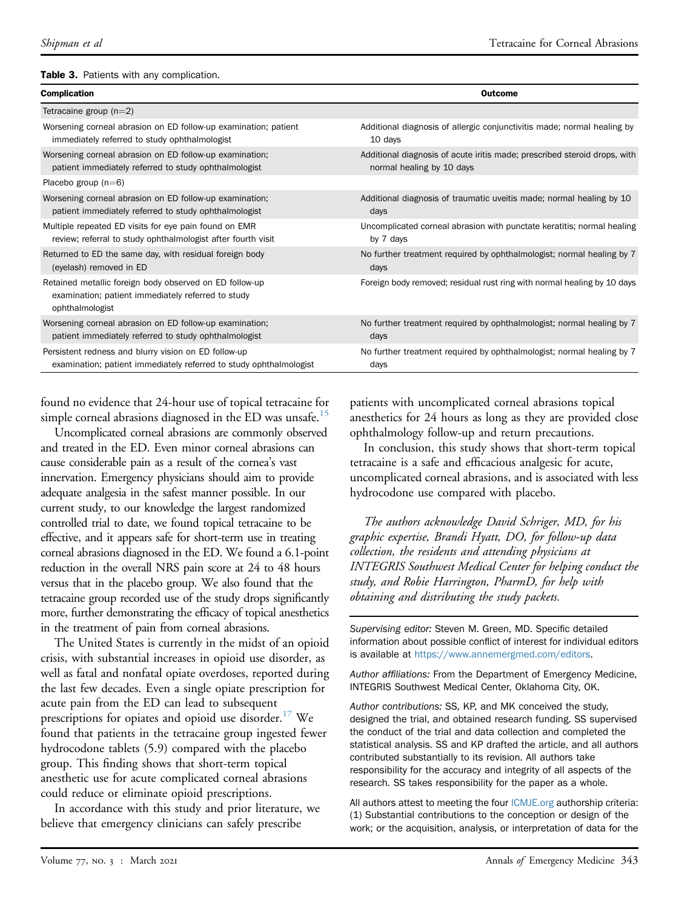**Table 3.** Patients with any complication.

| Complication | Outcome |
| --- | --- |
| Tetracaine group (n=2) | |
| Worsening corneal abrasion on ED follow-up examination; patient immediately referred to study ophthalmologist | Additional diagnosis of allergic conjunctivitis made; normal healing by 10 days |
| Worsening corneal abrasion on ED follow-up examination; patient immediately referred to study ophthalmologist | Additional diagnosis of acute iritis made; prescribed steroid drops, with normal healing by 10 days |
| Placebo group (n=6) | |
| Worsening corneal abrasion on ED follow-up examination; patient immediately referred to study ophthalmologist | Additional diagnosis of traumatic uveitis made; normal healing by 10 days |
| Multiple repeated ED visits for eye pain found on EMR review; referral to study ophthalmologist after fourth visit | Uncomplicated corneal abrasion with punctate keratitis; normal healing by 7 days |
| Returned to ED the same day, with residual foreign body (eyelash) removed in ED | No further treatment required by ophthalmologist; normal healing by 7 days |
| Retained metallic foreign body observed on ED follow-up examination; patient immediately referred to study ophthalmologist | Foreign body removed; residual rust ring with normal healing by 10 days |
| Worsening corneal abrasion on ED follow-up examination; patient immediately referred to study ophthalmologist | No further treatment required by ophthalmologist; normal healing by 7 days |
| Persistent redness and blurry vision on ED follow-up examination; patient immediately referred to study ophthalmologist | No further treatment required by ophthalmologist; normal healing by 7 days |

found no evidence that 24-hour use of topical tetracaine for simple corneal abrasions diagnosed in the ED was unsafe.[15]

Uncomplicated corneal abrasions are commonly observed and treated in the ED. Even minor corneal abrasions can cause considerable pain as a result of the cornea's vast innervation. Emergency physicians should aim to provide adequate analgesia in the safest manner possible. In our current study, to our knowledge the largest randomized controlled trial to date, we found topical tetracaine to be effective, and it appears safe for short-term use in treating corneal abrasions diagnosed in the ED. We found a 6.1-point reduction in the overall NRS pain score at 24 to 48 hours versus that in the placebo group. We also found that the tetracaine group recorded use of the study drops significantly more, further demonstrating the efficacy of topical anesthetics in the treatment of pain from corneal abrasions.

The United States is currently in the midst of an opioid crisis, with substantial increases in opioid use disorder, as well as fatal and nonfatal opiate overdoses, reported during the last few decades. Even a single opiate prescription for acute pain from the ED can lead to subsequent prescriptions for opiates and opioid use disorder.[17] We found that patients in the tetracaine group ingested fewer hydrocodone tablets (5.9) compared with the placebo group. This finding shows that short-term topical anesthetic use for acute complicated corneal abrasions could reduce or eliminate opioid prescriptions.

In accordance with this study and prior literature, we believe that emergency clinicians can safely prescribe patients with uncomplicated corneal abrasions topical anesthetics for 24 hours as long as they are provided close ophthalmology follow-up and return precautions.

In conclusion, this study shows that short-term topical tetracaine is a safe and efficacious analgesic for acute, uncomplicated corneal abrasions, and is associated with less hydrocodone use compared with placebo.

*The authors acknowledge David Schriger, MD, for his graphic expertise, Brandi Hyatt, DO, for follow-up data collection, the residents and attending physicians at INTEGRIS Southwest Medical Center for helping conduct the study, and Robie Harrington, PharmD, for help with obtaining and distributing the study packets.*

*Supervising editor:* Steven M. Green, MD. Specific detailed information about possible conflict of interest for individual editors is available at https://www.annemergmed.com/editors.

*Author affiliations:* From the Department of Emergency Medicine, INTEGRIS Southwest Medical Center, Oklahoma City, OK.

*Author contributions:* SS, KP, and MK conceived the study, designed the trial, and obtained research funding. SS supervised the conduct of the trial and data collection and completed the statistical analysis. SS and KP drafted the article, and all authors contributed substantially to its revision. All authors take responsibility for the accuracy and integrity of all aspects of the research. SS takes responsibility for the paper as a whole.

All authors attest to meeting the four ICMJE.org authorship criteria: (1) Substantial contributions to the conception or design of the work; or the acquisition, analysis, or interpretation of data for the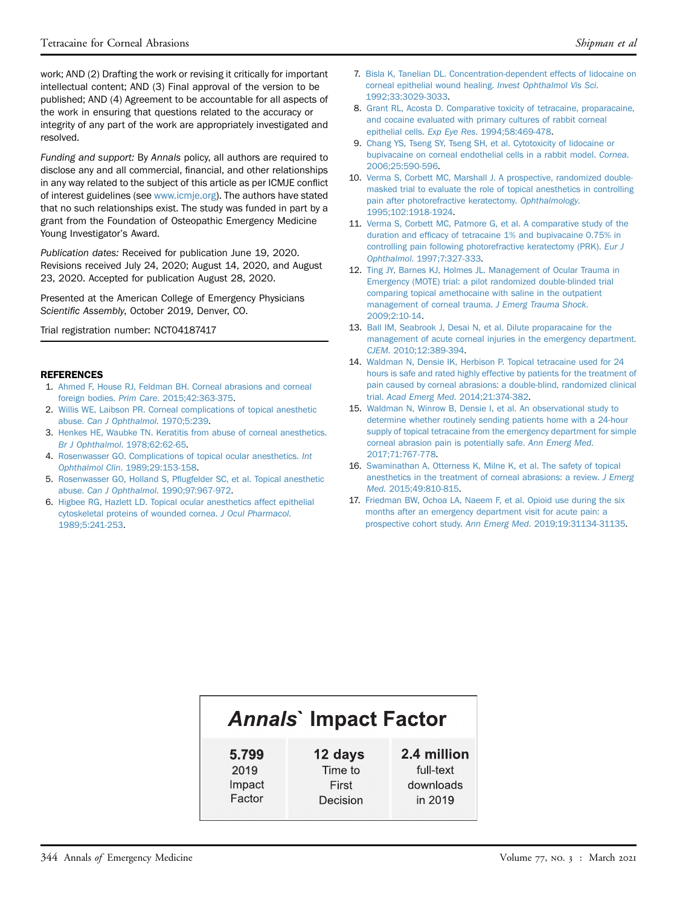work; AND (2) Drafting the work or revising it critically for important intellectual content; AND (3) Final approval of the version to be published; AND (4) Agreement to be accountable for all aspects of the work in ensuring that questions related to the accuracy or integrity of any part of the work are appropriately investigated and resolved.

*Funding and support:* By *Annals* policy, all authors are required to disclose any and all commercial, financial, and other relationships in any way related to the subject of this article as per ICMJE conflict of interest guidelines (see www.icmje.org). The authors have stated that no such relationships exist. The study was funded in part by a grant from the Foundation of Osteopathic Emergency Medicine Young Investigator's Award.

*Publication dates:* Received for publication June 19, 2020. Revisions received July 24, 2020; August 14, 2020, and August 23, 2020. Accepted for publication August 28, 2020.

Presented at the American College of Emergency Physicians *Scientific Assembly*, October 2019, Denver, CO.

Trial registration number: NCT04187417

## REFERENCES

1. Ahmed F, House RJ, Feldman BH. Corneal abrasions and corneal foreign bodies. *Prim Care*. 2015;42:363-375.
2. Willis WE, Laibson PR. Corneal complications of topical anesthetic abuse. *Can J Ophthalmol*. 1970;5:239.
3. Henkes HE, Waubke TN. Keratitis from abuse of corneal anesthetics. *Br J Ophthalmol*. 1978;62:62-65.
4. Rosenwasser GO. Complications of topical ocular anesthetics. *Int Ophthalmol Clin*. 1989;29:153-158.
5. Rosenwasser GO, Holland S, Pflugfelder SC, et al. Topical anesthetic abuse. *Can J Ophthalmol*. 1990;97:967-972.
6. Higbee RG, Hazlett LD. Topical ocular anesthetics affect epithelial cytoskeletal proteins of wounded cornea. *J Ocul Pharmacol*. 1989;5:241-253.
7. Bisla K, Tanelian DL. Concentration-dependent effects of lidocaine on corneal epithelial wound healing. *Invest Ophthalmol Vis Sci*. 1992;33:3029-3033.
8. Grant RL, Acosta D. Comparative toxicity of tetracaine, proparacaine, and cocaine evaluated with primary cultures of rabbit corneal epithelial cells. *Exp Eye Res*. 1994;58:469-478.
9. Chang YS, Tseng SY, Tseng SH, et al. Cytotoxicity of lidocaine or bupivacaine on corneal endothelial cells in a rabbit model. *Cornea*. 2006;25:590-596.
10. Verma S, Corbett MC, Marshall J. A prospective, randomized double-masked trial to evaluate the role of topical anesthetics in controlling pain after photorefractive keratectomy. *Ophthalmology*. 1995;102:1918-1924.
11. Verma S, Corbett MC, Patmore G, et al. A comparative study of the duration and efficacy of tetracaine 1% and bupivacaine 0.75% in controlling pain following photorefractive keratectomy (PRK). *Eur J Ophthalmol*. 1997;7:327-333.
12. Ting JY, Barnes KJ, Holmes JL. Management of Ocular Trauma in Emergency (MOTE) trial: a pilot randomized double-blinded trial comparing topical amethocaine with saline in the outpatient management of corneal trauma. *J Emerg Trauma Shock*. 2009;2:10-14.
13. Ball IM, Seabrook J, Desai N, et al. Dilute proparacaine for the management of acute corneal injuries in the emergency department. *CJEM*. 2010;12:389-394.
14. Waldman N, Densie IK, Herbison P. Topical tetracaine used for 24 hours is safe and rated highly effective by patients for the treatment of pain caused by corneal abrasions: a double-blind, randomized clinical trial. *Acad Emerg Med*. 2014;21:374-382.
15. Waldman N, Winrow B, Densie I, et al. An observational study to determine whether routinely sending patients home with a 24-hour supply of topical tetracaine from the emergency department for simple corneal abrasion pain is potentially safe. *Ann Emerg Med*. 2017;71:767-778.
16. Swaminathan A, Otterness K, Milne K, et al. The safety of topical anesthetics in the treatment of corneal abrasions: a review. *J Emerg Med*. 2015;49:810-815.
17. Friedman BW, Ochoa LA, Naeem F, et al. Opioid use during the six months after an emergency department visit for acute pain: a prospective cohort study. *Ann Emerg Med*. 2019;19:31134-31135.

**_Annals_` Impact Factor**

| | | |
|---|---|---|
| **5.799** 2019 Impact Factor | **12 days** Time to First Decision | **2.4 million** full-text downloads in 2019 |